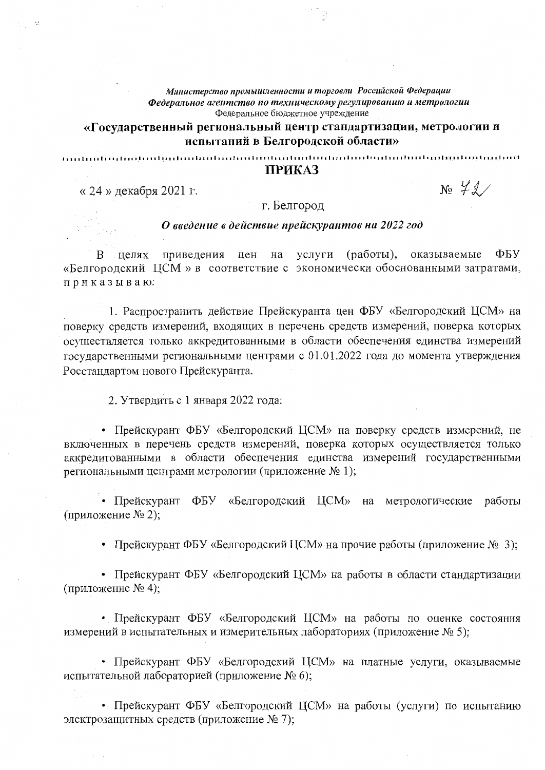*Министерство промышленности и торговли Российской Федерации*
*Федеральное агентство по техническому регулированию и метрологии*
Федеральное бюджетное учреждение

**«Государственный региональный центр стандартизации, метрологии и испытаний в Белгородской области»**

# ПРИКАЗ

« 24 » декабря 2021 г. № 72

г. Белгород

***О введение в действие прейскурантов на 2022 год***

В целях приведения цен на услуги (работы), оказываемые ФБУ «Белгородский ЦСМ » в соответствие с экономически обоснованными затратами, приказываю:

1. Распространить действие Прейскуранта цен ФБУ «Белгородский ЦСМ» на поверку средств измерений, входящих в перечень средств измерений, поверка которых осуществляется только аккредитованными в области обеспечения единства измерений государственными региональными центрами с 01.01.2022 года до момента утверждения Росстандартом нового Прейскуранта.

2. Утвердить с 1 января 2022 года:

- Прейскурант ФБУ «Белгородский ЦСМ» на поверку средств измерений, не включенных в перечень средств измерений, поверка которых осуществляется только аккредитованными в области обеспечения единства измерений государственными региональными центрами метрологии (приложение № 1);

- Прейскурант ФБУ «Белгородский ЦСМ» на метрологические работы (приложение № 2);

- Прейскурант ФБУ «Белгородский ЦСМ» на прочие работы (приложение № 3);

- Прейскурант ФБУ «Белгородский ЦСМ» на работы в области стандартизации (приложение № 4);

- Прейскурант ФБУ «Белгородский ЦСМ» на работы по оценке состояния измерений в испытательных и измерительных лабораториях (приложение № 5);

- Прейскурант ФБУ «Белгородский ЦСМ» на платные услуги, оказываемые испытательной лабораторией (приложение № 6);

- Прейскурант ФБУ «Белгородский ЦСМ» на работы (услуги) по испытанию электрозащитных средств (приложение № 7);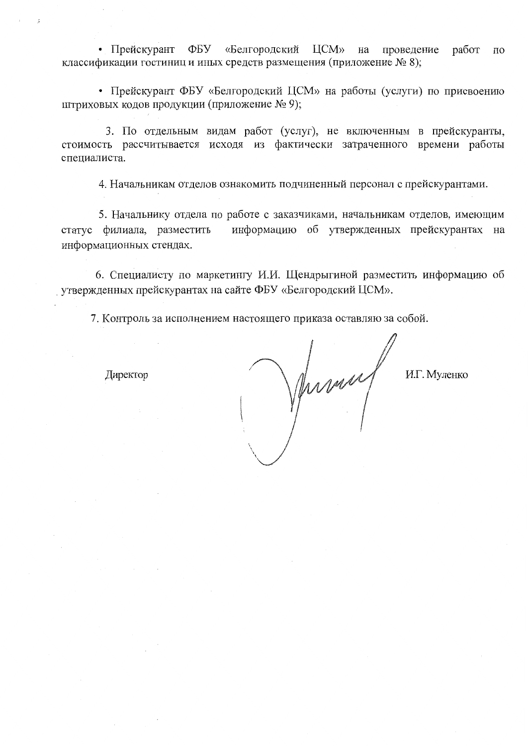- Прейскурант ФБУ «Белгородский ЦСМ» на проведение работ по классификации гостиниц и иных средств размещения (приложение № 8);

- Прейскурант ФБУ «Белгородский ЦСМ» на работы (услуги) по присвоению штриховых кодов продукции (приложение № 9);

3. По отдельным видам работ (услуг), не включенным в прейскуранты, стоимость рассчитывается исходя из фактически затраченного времени работы специалиста.

4. Начальникам отделов ознакомить подчиненный персонал с прейскурантами.

5. Начальнику отдела по работе с заказчиками, начальникам отделов, имеющим статус филиала, разместить информацию об утвержденных прейскурантах на информационных стендах.

6. Специалисту по маркетингу И.И. Щендрыгиной разместить информацию об утвержденных прейскурантах на сайте ФБУ «Белгородский ЦСМ».

7. Контроль за исполнением настоящего приказа оставляю за собой.

Директор И.Г. Муленко